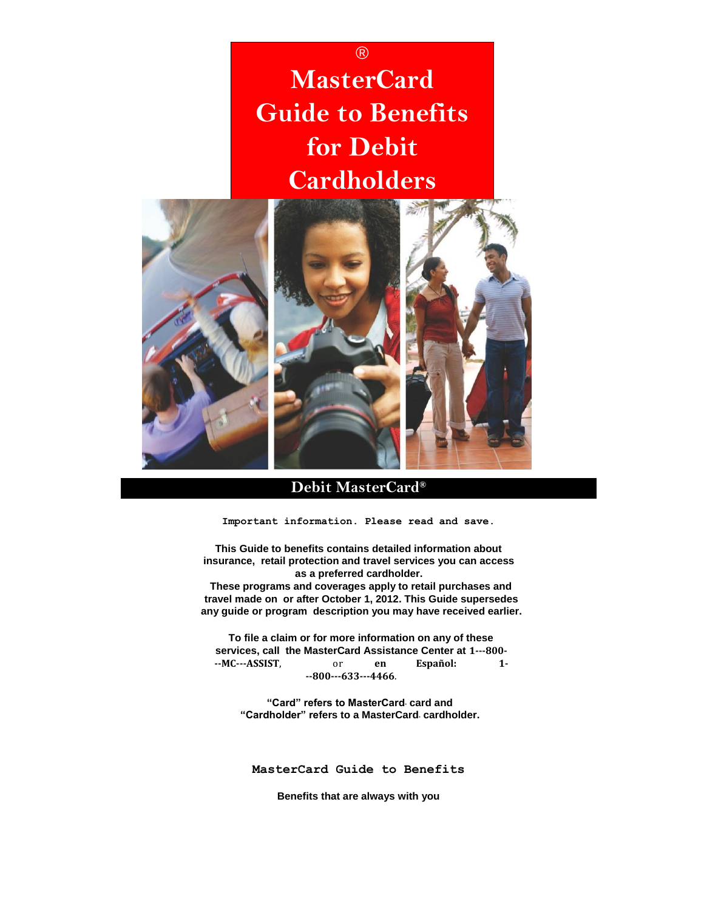®

# MasterCard Guide to Benefits for Debit Cardholders

## Debit MasterCard®

Important information. Please read and save.

**This Guide to benefits contains detailed information about insurance, retail protection and travel services you can access as a preferred cardholder.**
**These programs and coverages apply to retail purchases and travel made on or after October 1, 2012. This Guide supersedes any guide or program description you may have received earlier.**

**To file a claim or for more information on any of these services, call the MasterCard Assistance Center at 1---800---MC---ASSIST, or en Español: 1---800---633---4466.**

**"Card" refers to MasterCard® card and "Cardholder" refers to a MasterCard® cardholder.**

**MasterCard Guide to Benefits**

**Benefits that are always with you**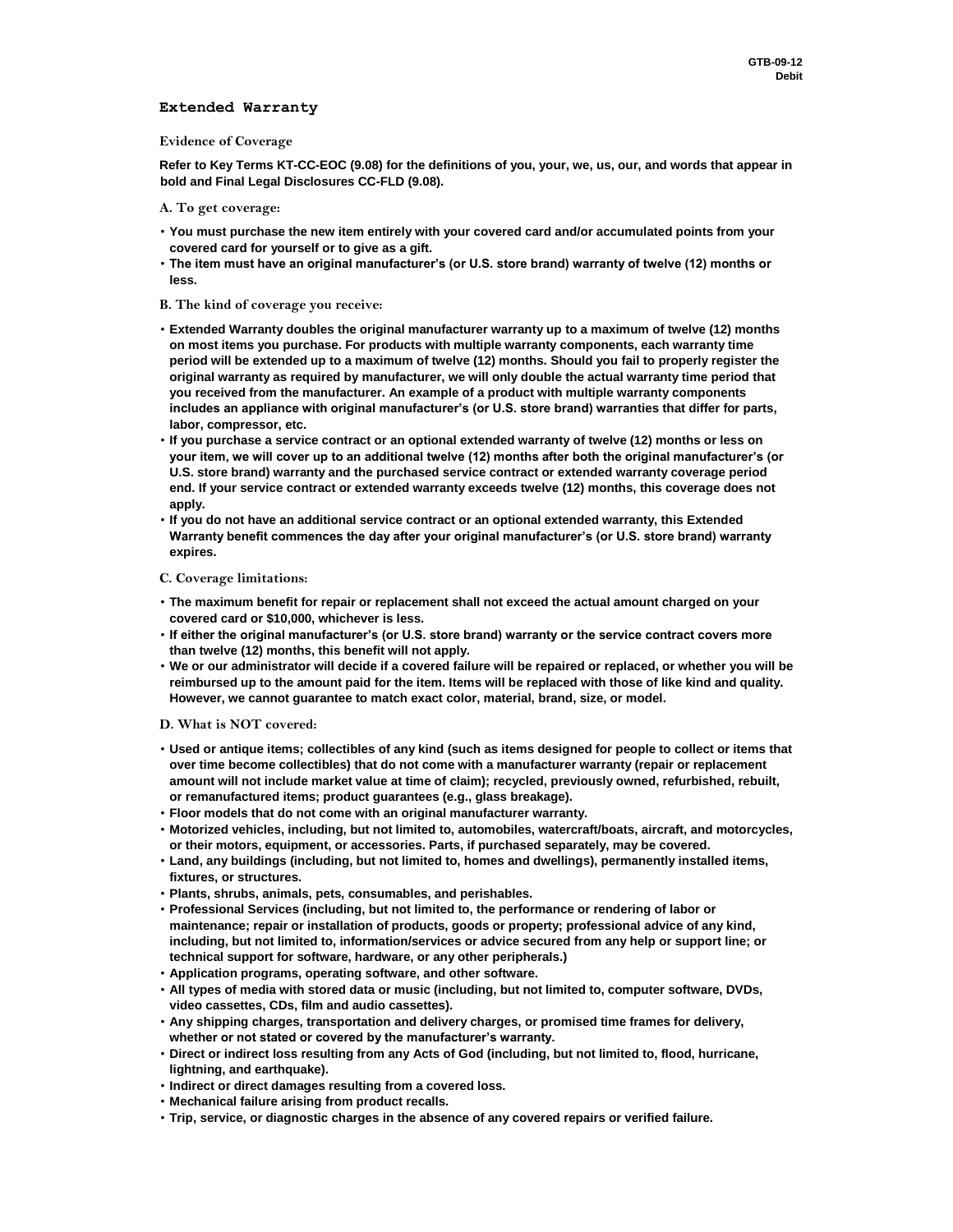## Extended Warranty

### Evidence of Coverage

**Refer to Key Terms KT-CC-EOC (9.08) for the definitions of you, your, we, us, our, and words that appear in bold and Final Legal Disclosures CC-FLD (9.08).**

#### A. To get coverage:

- **You must purchase the new item entirely with your covered card and/or accumulated points from your covered card for yourself or to give as a gift.**
- **The item must have an original manufacturer's (or U.S. store brand) warranty of twelve (12) months or less.**

#### B. The kind of coverage you receive:

- **Extended Warranty doubles the original manufacturer warranty up to a maximum of twelve (12) months on most items you purchase. For products with multiple warranty components, each warranty time period will be extended up to a maximum of twelve (12) months. Should you fail to properly register the original warranty as required by manufacturer, we will only double the actual warranty time period that you received from the manufacturer. An example of a product with multiple warranty components includes an appliance with original manufacturer's (or U.S. store brand) warranties that differ for parts, labor, compressor, etc.**
- **If you purchase a service contract or an optional extended warranty of twelve (12) months or less on your item, we will cover up to an additional twelve (12) months after both the original manufacturer's (or U.S. store brand) warranty and the purchased service contract or extended warranty coverage period end. If your service contract or extended warranty exceeds twelve (12) months, this coverage does not apply.**
- **If you do not have an additional service contract or an optional extended warranty, this Extended Warranty benefit commences the day after your original manufacturer's (or U.S. store brand) warranty expires.**

#### C. Coverage limitations:

- **The maximum benefit for repair or replacement shall not exceed the actual amount charged on your covered card or $10,000, whichever is less.**
- **If either the original manufacturer's (or U.S. store brand) warranty or the service contract covers more than twelve (12) months, this benefit will not apply.**
- **We or our administrator will decide if a covered failure will be repaired or replaced, or whether you will be reimbursed up to the amount paid for the item. Items will be replaced with those of like kind and quality. However, we cannot guarantee to match exact color, material, brand, size, or model.**

#### D. What is NOT covered:

- **Used or antique items; collectibles of any kind (such as items designed for people to collect or items that over time become collectibles) that do not come with a manufacturer warranty (repair or replacement amount will not include market value at time of claim); recycled, previously owned, refurbished, rebuilt, or remanufactured items; product guarantees (e.g., glass breakage).**
- **Floor models that do not come with an original manufacturer warranty.**
- **Motorized vehicles, including, but not limited to, automobiles, watercraft/boats, aircraft, and motorcycles, or their motors, equipment, or accessories. Parts, if purchased separately, may be covered.**
- **Land, any buildings (including, but not limited to, homes and dwellings), permanently installed items, fixtures, or structures.**
- **Plants, shrubs, animals, pets, consumables, and perishables.**
- **Professional Services (including, but not limited to, the performance or rendering of labor or maintenance; repair or installation of products, goods or property; professional advice of any kind, including, but not limited to, information/services or advice secured from any help or support line; or technical support for software, hardware, or any other peripherals.)**
- **Application programs, operating software, and other software.**
- **All types of media with stored data or music (including, but not limited to, computer software, DVDs, video cassettes, CDs, film and audio cassettes).**
- **Any shipping charges, transportation and delivery charges, or promised time frames for delivery, whether or not stated or covered by the manufacturer's warranty.**
- **Direct or indirect loss resulting from any Acts of God (including, but not limited to, flood, hurricane, lightning, and earthquake).**
- **Indirect or direct damages resulting from a covered loss.**
- **Mechanical failure arising from product recalls.**
- **Trip, service, or diagnostic charges in the absence of any covered repairs or verified failure.**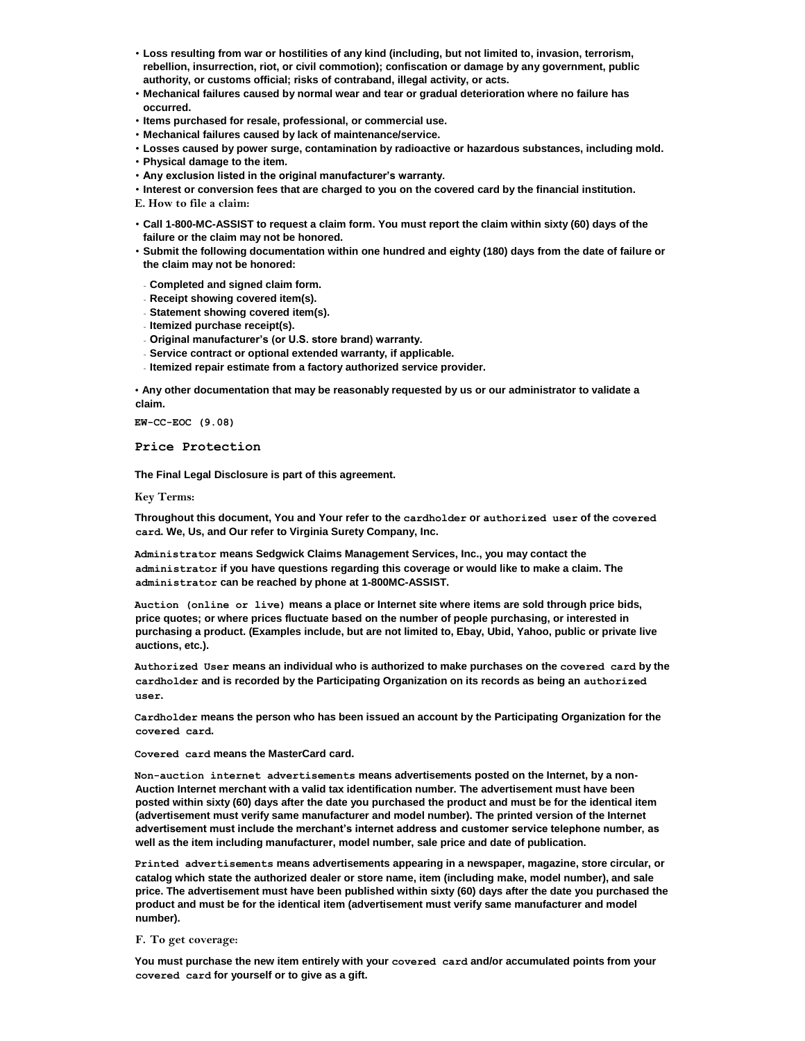- **Loss resulting from war or hostilities of any kind (including, but not limited to, invasion, terrorism, rebellion, insurrection, riot, or civil commotion); confiscation or damage by any government, public authority, or customs official; risks of contraband, illegal activity, or acts.**
- **Mechanical failures caused by normal wear and tear or gradual deterioration where no failure has occurred.**
- **Items purchased for resale, professional, or commercial use.**
- **Mechanical failures caused by lack of maintenance/service.**
- **Losses caused by power surge, contamination by radioactive or hazardous substances, including mold.**
- **Physical damage to the item.**
- **Any exclusion listed in the original manufacturer's warranty.**
- **Interest or conversion fees that are charged to you on the covered card by the financial institution.**

E. How to file a claim:

- **Call 1-800-MC-ASSIST to request a claim form. You must report the claim within sixty (60) days of the failure or the claim may not be honored.**
- **Submit the following documentation within one hundred and eighty (180) days from the date of failure or the claim may not be honored:**
  - **Completed and signed claim form.**
  - **Receipt showing covered item(s).**
  - **Statement showing covered item(s).**
  - **Itemized purchase receipt(s).**
  - **Original manufacturer's (or U.S. store brand) warranty.**
  - **Service contract or optional extended warranty, if applicable.**
  - **Itemized repair estimate from a factory authorized service provider.**

- **Any other documentation that may be reasonably requested by us or our administrator to validate a claim.**

**EW-CC-EOC (9.08)**

## Price Protection

**The Final Legal Disclosure is part of this agreement.**

Key Terms:

**Throughout this document, You and Your refer to the cardholder or authorized user of the covered card. We, Us, and Our refer to Virginia Surety Company, Inc.**

**Administrator means Sedgwick Claims Management Services, Inc., you may contact the administrator if you have questions regarding this coverage or would like to make a claim. The administrator can be reached by phone at 1-800MC-ASSIST.**

**Auction (online or live) means a place or Internet site where items are sold through price bids, price quotes; or where prices fluctuate based on the number of people purchasing, or interested in purchasing a product. (Examples include, but are not limited to, Ebay, Ubid, Yahoo, public or private live auctions, etc.).**

**Authorized User means an individual who is authorized to make purchases on the covered card by the cardholder and is recorded by the Participating Organization on its records as being an authorized user.**

**Cardholder means the person who has been issued an account by the Participating Organization for the covered card.**

**Covered card means the MasterCard card.**

**Non-auction internet advertisements means advertisements posted on the Internet, by a non-Auction Internet merchant with a valid tax identification number. The advertisement must have been posted within sixty (60) days after the date you purchased the product and must be for the identical item (advertisement must verify same manufacturer and model number). The printed version of the Internet advertisement must include the merchant's internet address and customer service telephone number, as well as the item including manufacturer, model number, sale price and date of publication.**

**Printed advertisements means advertisements appearing in a newspaper, magazine, store circular, or catalog which state the authorized dealer or store name, item (including make, model number), and sale price. The advertisement must have been published within sixty (60) days after the date you purchased the product and must be for the identical item (advertisement must verify same manufacturer and model number).**

F. To get coverage:

**You must purchase the new item entirely with your covered card and/or accumulated points from your covered card for yourself or to give as a gift.**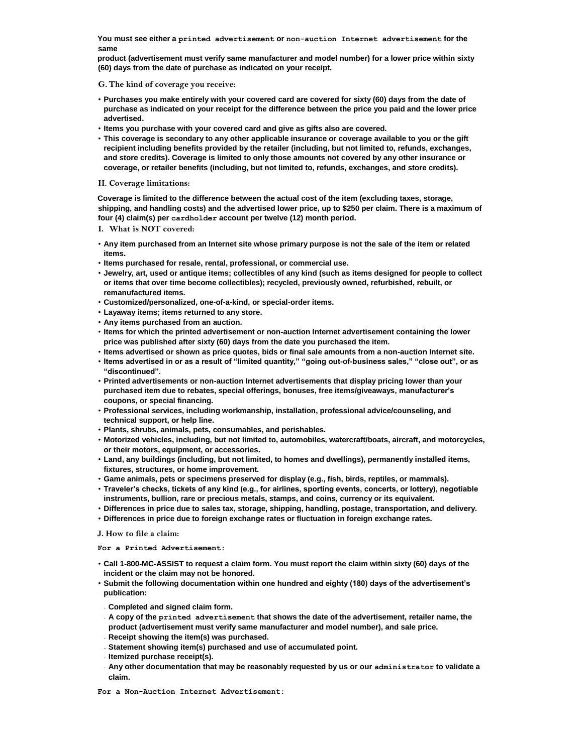**You must see either a printed advertisement or non-auction Internet advertisement for the same product (advertisement must verify same manufacturer and model number) for a lower price within sixty (60) days from the date of purchase as indicated on your receipt.**

### G. The kind of coverage you receive:

- **Purchases you make entirely with your covered card are covered for sixty (60) days from the date of purchase as indicated on your receipt for the difference between the price you paid and the lower price advertised.**
- **Items you purchase with your covered card and give as gifts also are covered.**
- **This coverage is secondary to any other applicable insurance or coverage available to you or the gift recipient including benefits provided by the retailer (including, but not limited to, refunds, exchanges, and store credits). Coverage is limited to only those amounts not covered by any other insurance or coverage, or retailer benefits (including, but not limited to, refunds, exchanges, and store credits).**

### H. Coverage limitations:

**Coverage is limited to the difference between the actual cost of the item (excluding taxes, storage, shipping, and handling costs) and the advertised lower price, up to $250 per claim. There is a maximum of four (4) claim(s) per cardholder account per twelve (12) month period.**

### I. What is NOT covered:

- **Any item purchased from an Internet site whose primary purpose is not the sale of the item or related items.**
- **Items purchased for resale, rental, professional, or commercial use.**
- **Jewelry, art, used or antique items; collectibles of any kind (such as items designed for people to collect or items that over time become collectibles); recycled, previously owned, refurbished, rebuilt, or remanufactured items.**
- **Customized/personalized, one-of-a-kind, or special-order items.**
- **Layaway items; items returned to any store.**
- **Any items purchased from an auction.**
- **Items for which the printed advertisement or non-auction Internet advertisement containing the lower price was published after sixty (60) days from the date you purchased the item.**
- **Items advertised or shown as price quotes, bids or final sale amounts from a non-auction Internet site.**
- **Items advertised in or as a result of "limited quantity," "going out-of-business sales," "close out", or as "discontinued".**
- **Printed advertisements or non-auction Internet advertisements that display pricing lower than your purchased item due to rebates, special offerings, bonuses, free items/giveaways, manufacturer's coupons, or special financing.**
- **Professional services, including workmanship, installation, professional advice/counseling, and technical support, or help line.**
- **Plants, shrubs, animals, pets, consumables, and perishables.**
- **Motorized vehicles, including, but not limited to, automobiles, watercraft/boats, aircraft, and motorcycles, or their motors, equipment, or accessories.**
- **Land, any buildings (including, but not limited, to homes and dwellings), permanently installed items, fixtures, structures, or home improvement.**
- **Game animals, pets or specimens preserved for display (e.g., fish, birds, reptiles, or mammals).**
- **Traveler's checks, tickets of any kind (e.g., for airlines, sporting events, concerts, or lottery), negotiable instruments, bullion, rare or precious metals, stamps, and coins, currency or its equivalent.**
- **Differences in price due to sales tax, storage, shipping, handling, postage, transportation, and delivery.**
- **Differences in price due to foreign exchange rates or fluctuation in foreign exchange rates.**

### J. How to file a claim:

**For a Printed Advertisement:**

- **Call 1-800-MC-ASSIST to request a claim form. You must report the claim within sixty (60) days of the incident or the claim may not be honored.**
- **Submit the following documentation within one hundred and eighty (180) days of the advertisement's publication:**
  - **Completed and signed claim form.**
  - **A copy of the printed advertisement that shows the date of the advertisement, retailer name, the product (advertisement must verify same manufacturer and model number), and sale price.**
  - **Receipt showing the item(s) was purchased.**
  - **Statement showing item(s) purchased and use of accumulated point.**
  - **Itemized purchase receipt(s).**
  - **Any other documentation that may be reasonably requested by us or our administrator to validate a claim.**

**For a Non-Auction Internet Advertisement:**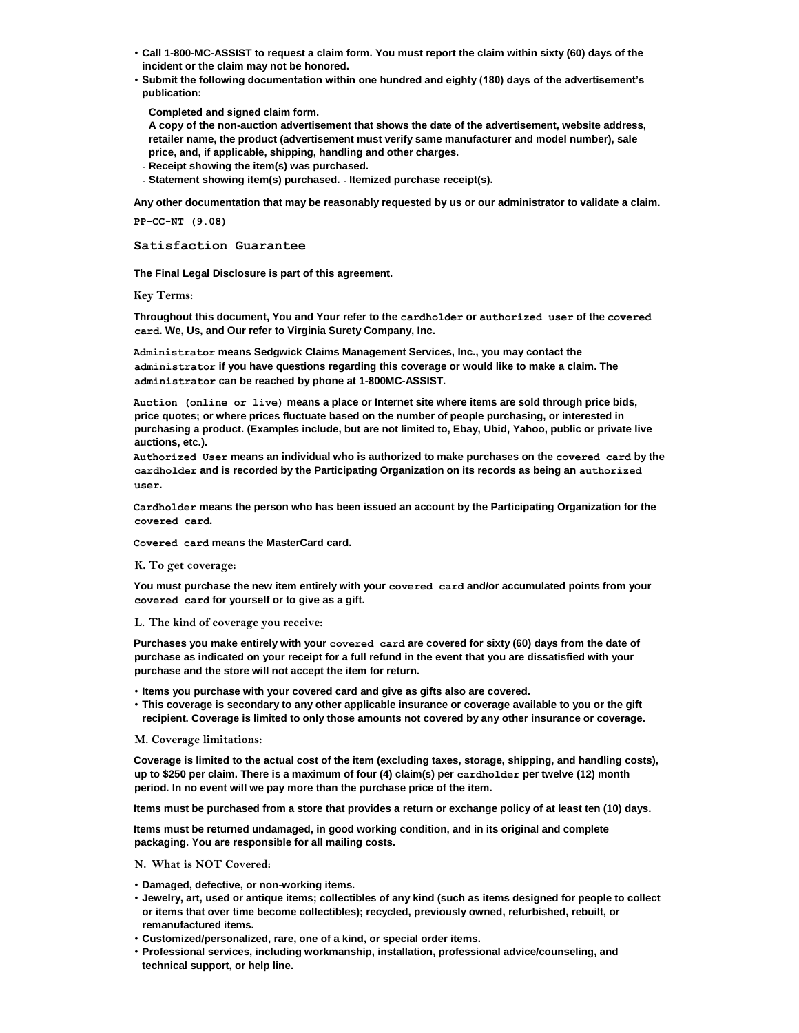- **Call 1-800-MC-ASSIST to request a claim form. You must report the claim within sixty (60) days of the incident or the claim may not be honored.**
- **Submit the following documentation within one hundred and eighty (180) days of the advertisement's publication:**
  - **Completed and signed claim form.**
  - **A copy of the non-auction advertisement that shows the date of the advertisement, website address, retailer name, the product (advertisement must verify same manufacturer and model number), sale price, and, if applicable, shipping, handling and other charges.**
  - **Receipt showing the item(s) was purchased.**
  - **Statement showing item(s) purchased.** - **Itemized purchase receipt(s).**

**Any other documentation that may be reasonably requested by us or our administrator to validate a claim.**

**PP-CC-NT (9.08)**

## Satisfaction Guarantee

**The Final Legal Disclosure is part of this agreement.**

**Key Terms:**

**Throughout this document, You and Your refer to the cardholder or authorized user of the covered card. We, Us, and Our refer to Virginia Surety Company, Inc.**

**Administrator means Sedgwick Claims Management Services, Inc., you may contact the administrator if you have questions regarding this coverage or would like to make a claim. The administrator can be reached by phone at 1-800MC-ASSIST.**

**Auction (online or live) means a place or Internet site where items are sold through price bids, price quotes; or where prices fluctuate based on the number of people purchasing, or interested in purchasing a product. (Examples include, but are not limited to, Ebay, Ubid, Yahoo, public or private live auctions, etc.).**

**Authorized User means an individual who is authorized to make purchases on the covered card by the cardholder and is recorded by the Participating Organization on its records as being an authorized user.**

**Cardholder means the person who has been issued an account by the Participating Organization for the covered card.**

**Covered card means the MasterCard card.**

**K. To get coverage:**

**You must purchase the new item entirely with your covered card and/or accumulated points from your covered card for yourself or to give as a gift.**

**L. The kind of coverage you receive:**

**Purchases you make entirely with your covered card are covered for sixty (60) days from the date of purchase as indicated on your receipt for a full refund in the event that you are dissatisfied with your purchase and the store will not accept the item for return.**

- **Items you purchase with your covered card and give as gifts also are covered.**
- **This coverage is secondary to any other applicable insurance or coverage available to you or the gift recipient. Coverage is limited to only those amounts not covered by any other insurance or coverage.**

**M. Coverage limitations:**

**Coverage is limited to the actual cost of the item (excluding taxes, storage, shipping, and handling costs), up to $250 per claim. There is a maximum of four (4) claim(s) per cardholder per twelve (12) month period. In no event will we pay more than the purchase price of the item.**

**Items must be purchased from a store that provides a return or exchange policy of at least ten (10) days.**

**Items must be returned undamaged, in good working condition, and in its original and complete packaging. You are responsible for all mailing costs.**

**N. What is NOT Covered:**

- **Damaged, defective, or non-working items.**
- **Jewelry, art, used or antique items; collectibles of any kind (such as items designed for people to collect or items that over time become collectibles); recycled, previously owned, refurbished, rebuilt, or remanufactured items.**
- **Customized/personalized, rare, one of a kind, or special order items.**
- **Professional services, including workmanship, installation, professional advice/counseling, and technical support, or help line.**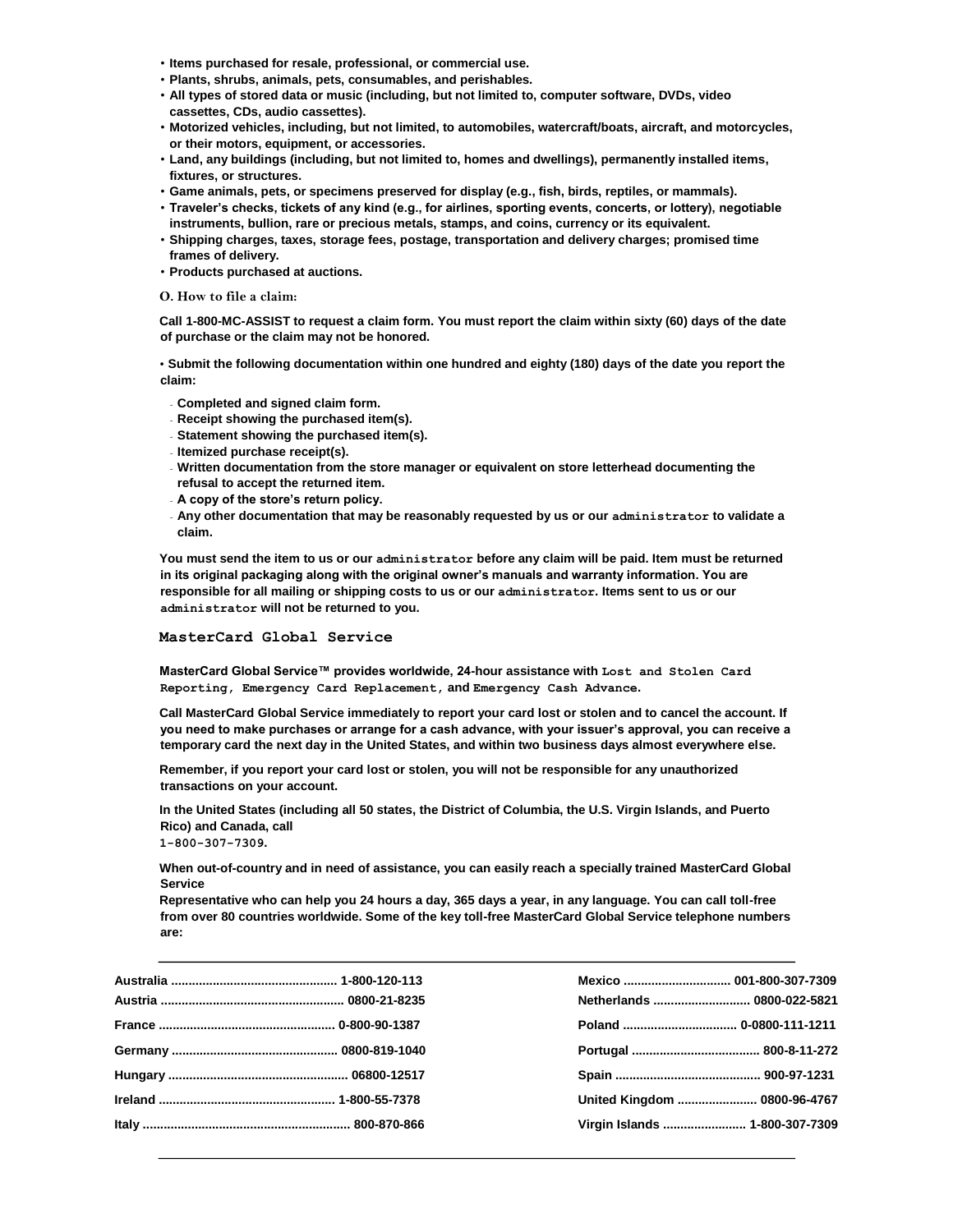- **Items purchased for resale, professional, or commercial use.**
- **Plants, shrubs, animals, pets, consumables, and perishables.**
- **All types of stored data or music (including, but not limited to, computer software, DVDs, video cassettes, CDs, audio cassettes).**
- **Motorized vehicles, including, but not limited, to automobiles, watercraft/boats, aircraft, and motorcycles, or their motors, equipment, or accessories.**
- **Land, any buildings (including, but not limited to, homes and dwellings), permanently installed items, fixtures, or structures.**
- **Game animals, pets, or specimens preserved for display (e.g., fish, birds, reptiles, or mammals).**
- **Traveler's checks, tickets of any kind (e.g., for airlines, sporting events, concerts, or lottery), negotiable instruments, bullion, rare or precious metals, stamps, and coins, currency or its equivalent.**
- **Shipping charges, taxes, storage fees, postage, transportation and delivery charges; promised time frames of delivery.**
- **Products purchased at auctions.**

O. How to file a claim:

**Call 1-800-MC-ASSIST to request a claim form. You must report the claim within sixty (60) days of the date of purchase or the claim may not be honored.**

- **Submit the following documentation within one hundred and eighty (180) days of the date you report the claim:**
  - **Completed and signed claim form.**
  - **Receipt showing the purchased item(s).**
  - **Statement showing the purchased item(s).**
  - **Itemized purchase receipt(s).**
  - **Written documentation from the store manager or equivalent on store letterhead documenting the refusal to accept the returned item.**
  - **A copy of the store's return policy.**
  - **Any other documentation that may be reasonably requested by us or our administrator to validate a claim.**

**You must send the item to us or our administrator before any claim will be paid. Item must be returned in its original packaging along with the original owner's manuals and warranty information. You are responsible for all mailing or shipping costs to us or our administrator. Items sent to us or our administrator will not be returned to you.**

## MasterCard Global Service

**MasterCard Global Service™ provides worldwide, 24-hour assistance with Lost and Stolen Card Reporting, Emergency Card Replacement, and Emergency Cash Advance.**

**Call MasterCard Global Service immediately to report your card lost or stolen and to cancel the account. If you need to make purchases or arrange for a cash advance, with your issuer's approval, you can receive a temporary card the next day in the United States, and within two business days almost everywhere else.**

**Remember, if you report your card lost or stolen, you will not be responsible for any unauthorized transactions on your account.**

**In the United States (including all 50 states, the District of Columbia, the U.S. Virgin Islands, and Puerto Rico) and Canada, call 1-800-307-7309.**

**When out-of-country and in need of assistance, you can easily reach a specially trained MasterCard Global Service Representative who can help you 24 hours a day, 365 days a year, in any language. You can call toll-free from over 80 countries worldwide. Some of the key toll-free MasterCard Global Service telephone numbers are:**

| Country | Number | Country | Number |
|---|---|---|---|
| Australia | 1-800-120-113 | Mexico | 001-800-307-7309 |
| Austria | 0800-21-8235 | Netherlands | 0800-022-5821 |
| France | 0-800-90-1387 | Poland | 0-0800-111-1211 |
| Germany | 0800-819-1040 | Portugal | 800-8-11-272 |
| Hungary | 06800-12517 | Spain | 900-97-1231 |
| Ireland | 1-800-55-7378 | United Kingdom | 0800-96-4767 |
| Italy | 800-870-866 | Virgin Islands | 1-800-307-7309 |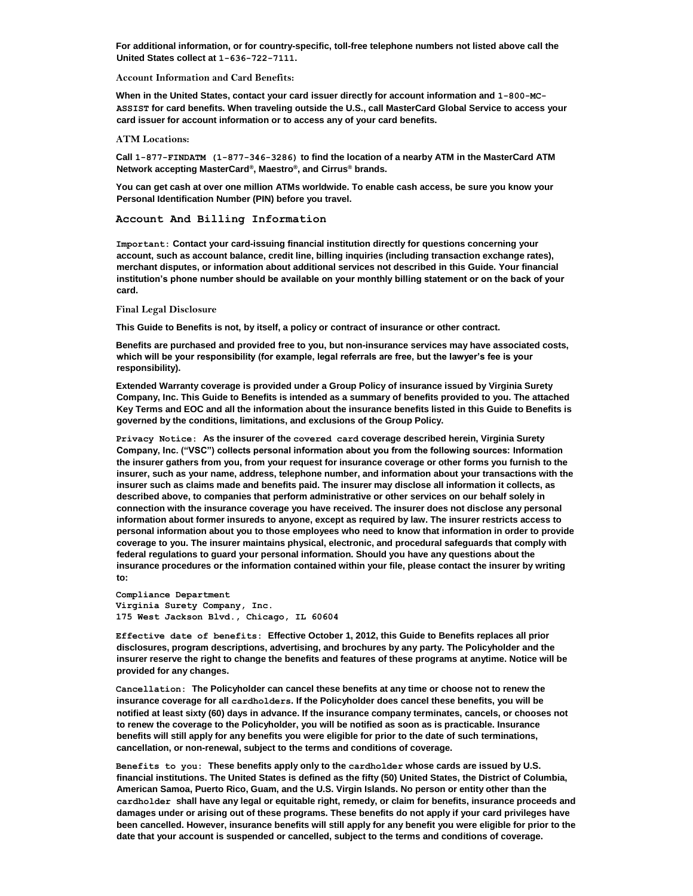**For additional information, or for country-specific, toll-free telephone numbers not listed above call the United States collect at 1-636-722-7111.**

### Account Information and Card Benefits:

**When in the United States, contact your card issuer directly for account information and 1-800-MC-ASSIST for card benefits. When traveling outside the U.S., call MasterCard Global Service to access your card issuer for account information or to access any of your card benefits.**

### ATM Locations:

**Call 1-877-FINDATM (1-877-346-3286) to find the location of a nearby ATM in the MasterCard ATM Network accepting MasterCard®, Maestro®, and Cirrus® brands.**

**You can get cash at over one million ATMs worldwide. To enable cash access, be sure you know your Personal Identification Number (PIN) before you travel.**

## Account And Billing Information

**Important: Contact your card-issuing financial institution directly for questions concerning your account, such as account balance, credit line, billing inquiries (including transaction exchange rates), merchant disputes, or information about additional services not described in this Guide. Your financial institution's phone number should be available on your monthly billing statement or on the back of your card.**

### Final Legal Disclosure

**This Guide to Benefits is not, by itself, a policy or contract of insurance or other contract.**

**Benefits are purchased and provided free to you, but non-insurance services may have associated costs, which will be your responsibility (for example, legal referrals are free, but the lawyer's fee is your responsibility).**

**Extended Warranty coverage is provided under a Group Policy of insurance issued by Virginia Surety Company, Inc. This Guide to Benefits is intended as a summary of benefits provided to you. The attached Key Terms and EOC and all the information about the insurance benefits listed in this Guide to Benefits is governed by the conditions, limitations, and exclusions of the Group Policy.**

**Privacy Notice: As the insurer of the covered card coverage described herein, Virginia Surety Company, Inc. ("VSC") collects personal information about you from the following sources: Information the insurer gathers from you, from your request for insurance coverage or other forms you furnish to the insurer, such as your name, address, telephone number, and information about your transactions with the insurer such as claims made and benefits paid. The insurer may disclose all information it collects, as described above, to companies that perform administrative or other services on our behalf solely in connection with the insurance coverage you have received. The insurer does not disclose any personal information about former insureds to anyone, except as required by law. The insurer restricts access to personal information about you to those employees who need to know that information in order to provide coverage to you. The insurer maintains physical, electronic, and procedural safeguards that comply with federal regulations to guard your personal information. Should you have any questions about the insurance procedures or the information contained within your file, please contact the insurer by writing to:**

**Compliance Department**
**Virginia Surety Company, Inc.**
**175 West Jackson Blvd., Chicago, IL 60604**

**Effective date of benefits: Effective October 1, 2012, this Guide to Benefits replaces all prior disclosures, program descriptions, advertising, and brochures by any party. The Policyholder and the insurer reserve the right to change the benefits and features of these programs at anytime. Notice will be provided for any changes.**

**Cancellation: The Policyholder can cancel these benefits at any time or choose not to renew the insurance coverage for all cardholders. If the Policyholder does cancel these benefits, you will be notified at least sixty (60) days in advance. If the insurance company terminates, cancels, or chooses not to renew the coverage to the Policyholder, you will be notified as soon as is practicable. Insurance benefits will still apply for any benefits you were eligible for prior to the date of such terminations, cancellation, or non-renewal, subject to the terms and conditions of coverage.**

**Benefits to you: These benefits apply only to the cardholder whose cards are issued by U.S. financial institutions. The United States is defined as the fifty (50) United States, the District of Columbia, American Samoa, Puerto Rico, Guam, and the U.S. Virgin Islands. No person or entity other than the cardholder shall have any legal or equitable right, remedy, or claim for benefits, insurance proceeds and damages under or arising out of these programs. These benefits do not apply if your card privileges have been cancelled. However, insurance benefits will still apply for any benefit you were eligible for prior to the date that your account is suspended or cancelled, subject to the terms and conditions of coverage.**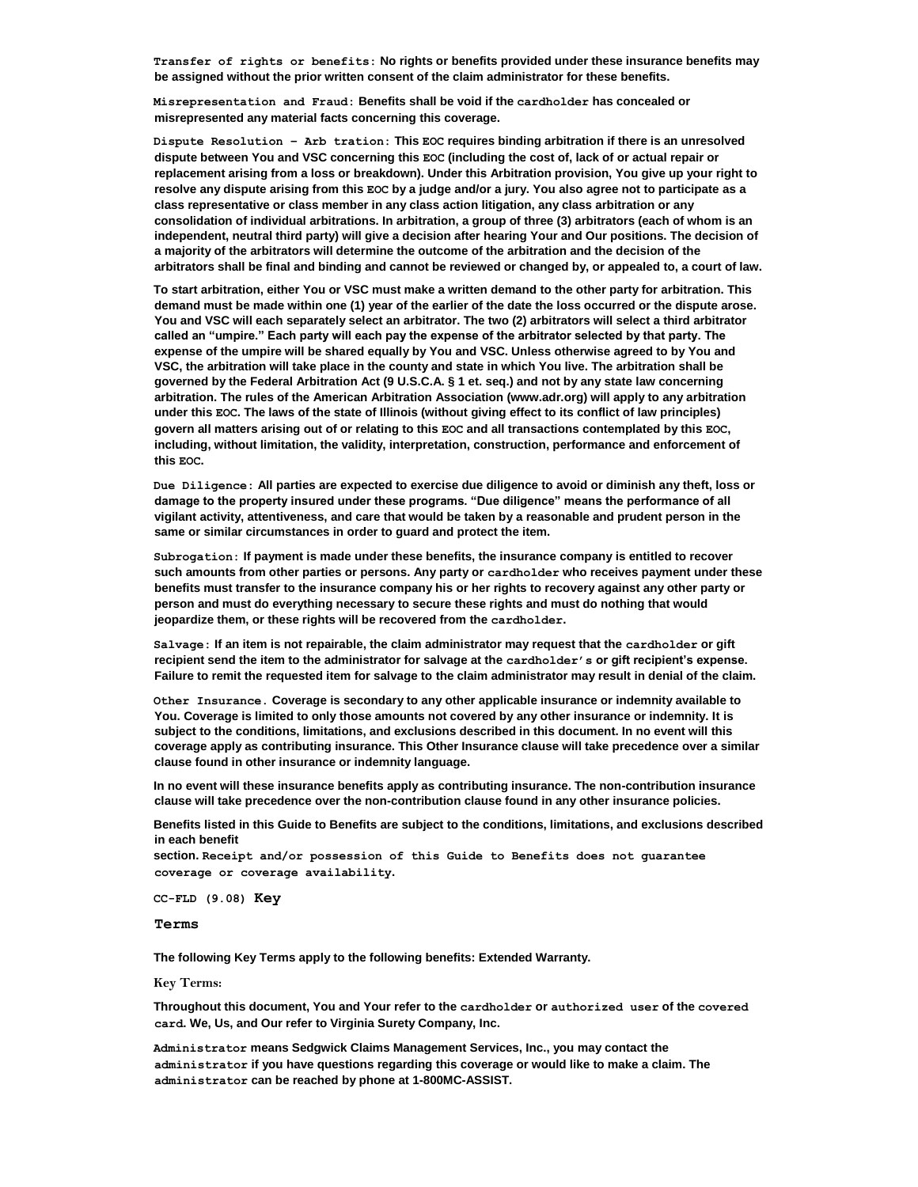**Transfer of rights or benefits:** No rights or benefits provided under these insurance benefits may be assigned without the prior written consent of the claim administrator for these benefits.

**Misrepresentation and Fraud:** Benefits shall be void if the cardholder has concealed or misrepresented any material facts concerning this coverage.

**Dispute Resolution – Arb tration:** This EOC requires binding arbitration if there is an unresolved dispute between You and VSC concerning this EOC (including the cost of, lack of or actual repair or replacement arising from a loss or breakdown). Under this Arbitration provision, You give up your right to resolve any dispute arising from this EOC by a judge and/or a jury. You also agree not to participate as a class representative or class member in any class action litigation, any class arbitration or any consolidation of individual arbitrations. In arbitration, a group of three (3) arbitrators (each of whom is an independent, neutral third party) will give a decision after hearing Your and Our positions. The decision of a majority of the arbitrators will determine the outcome of the arbitration and the decision of the arbitrators shall be final and binding and cannot be reviewed or changed by, or appealed to, a court of law.

To start arbitration, either You or VSC must make a written demand to the other party for arbitration. This demand must be made within one (1) year of the earlier of the date the loss occurred or the dispute arose. You and VSC will each separately select an arbitrator. The two (2) arbitrators will select a third arbitrator called an "umpire." Each party will each pay the expense of the arbitrator selected by that party. The expense of the umpire will be shared equally by You and VSC. Unless otherwise agreed to by You and VSC, the arbitration will take place in the county and state in which You live. The arbitration shall be governed by the Federal Arbitration Act (9 U.S.C.A. § 1 et. seq.) and not by any state law concerning arbitration. The rules of the American Arbitration Association (www.adr.org) will apply to any arbitration under this EOC. The laws of the state of Illinois (without giving effect to its conflict of law principles) govern all matters arising out of or relating to this EOC and all transactions contemplated by this EOC, including, without limitation, the validity, interpretation, construction, performance and enforcement of this EOC.

**Due Diligence:** All parties are expected to exercise due diligence to avoid or diminish any theft, loss or damage to the property insured under these programs. "Due diligence" means the performance of all vigilant activity, attentiveness, and care that would be taken by a reasonable and prudent person in the same or similar circumstances in order to guard and protect the item.

**Subrogation:** If payment is made under these benefits, the insurance company is entitled to recover such amounts from other parties or persons. Any party or cardholder who receives payment under these benefits must transfer to the insurance company his or her rights to recovery against any other party or person and must do everything necessary to secure these rights and must do nothing that would jeopardize them, or these rights will be recovered from the cardholder.

**Salvage:** If an item is not repairable, the claim administrator may request that the cardholder or gift recipient send the item to the administrator for salvage at the cardholder's or gift recipient's expense. Failure to remit the requested item for salvage to the claim administrator may result in denial of the claim.

**Other Insurance.** Coverage is secondary to any other applicable insurance or indemnity available to You. Coverage is limited to only those amounts not covered by any other insurance or indemnity. It is subject to the conditions, limitations, and exclusions described in this document. In no event will this coverage apply as contributing insurance. This Other Insurance clause will take precedence over a similar clause found in other insurance or indemnity language.

In no event will these insurance benefits apply as contributing insurance. The non-contribution insurance clause will take precedence over the non-contribution clause found in any other insurance policies.

Benefits listed in this Guide to Benefits are subject to the conditions, limitations, and exclusions described in each benefit section. Receipt and/or possession of this Guide to Benefits does not guarantee coverage or coverage availability.

CC-FLD (9.08)

## Key Terms

The following Key Terms apply to the following benefits: Extended Warranty.

Key Terms:

Throughout this document, You and Your refer to the cardholder or authorized user of the covered card. We, Us, and Our refer to Virginia Surety Company, Inc.

**Administrator** means Sedgwick Claims Management Services, Inc., you may contact the administrator if you have questions regarding this coverage or would like to make a claim. The administrator can be reached by phone at 1-800MC-ASSIST.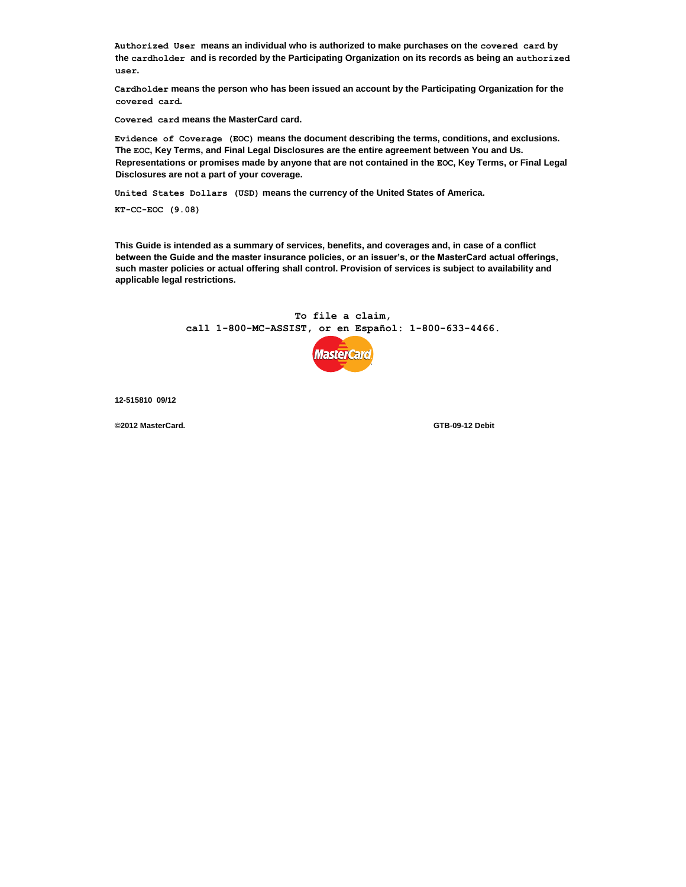**Authorized User means an individual who is authorized to make purchases on the covered card by the cardholder and is recorded by the Participating Organization on its records as being an authorized user.**

**Cardholder means the person who has been issued an account by the Participating Organization for the covered card.**

**Covered card means the MasterCard card.**

**Evidence of Coverage (EOC) means the document describing the terms, conditions, and exclusions. The EOC, Key Terms, and Final Legal Disclosures are the entire agreement between You and Us. Representations or promises made by anyone that are not contained in the EOC, Key Terms, or Final Legal Disclosures are not a part of your coverage.**

**United States Dollars (USD) means the currency of the United States of America.**

**KT-CC-EOC (9.08)**

**This Guide is intended as a summary of services, benefits, and coverages and, in case of a conflict between the Guide and the master insurance policies, or an issuer's, or the MasterCard actual offerings, such master policies or actual offering shall control. Provision of services is subject to availability and applicable legal restrictions.**

**To file a claim,**
**call 1-800-MC-ASSIST, or en Español: 1-800-633-4466.**

MasterCard

**12-515810 09/12**

**©2012 MasterCard.** **GTB-09-12 Debit**